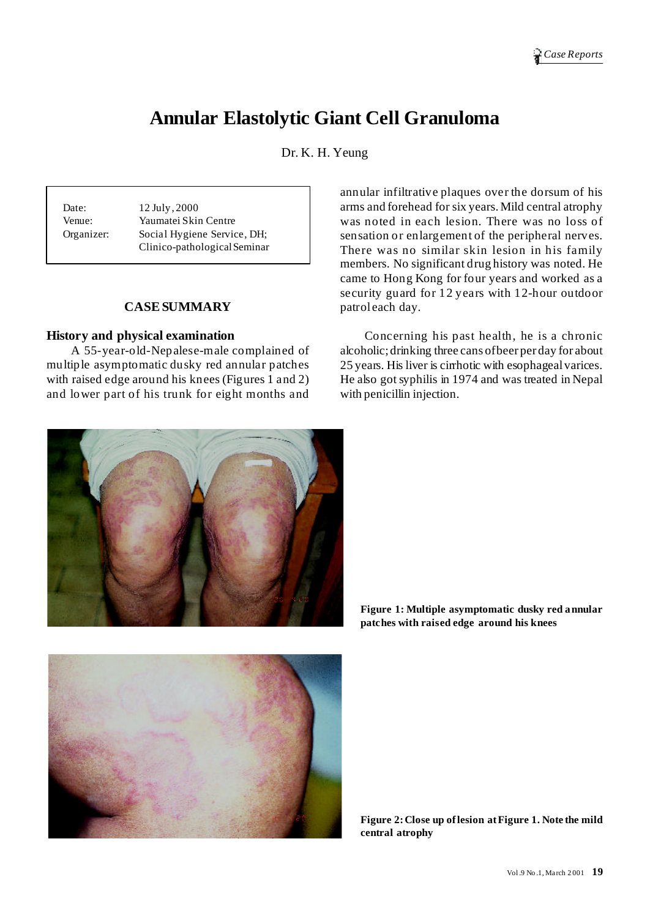# Annular Elastolytic Giant Cell Granuloma

Dr. K. H. Yeung

| | |
|---|---|
| Date: | 12 July, 2000 |
| Venue: | Yaumatei Skin Centre |
| Organizer: | Social Hygiene Service, DH; Clinico-pathological Seminar |

## CASE SUMMARY

### History and physical examination

A 55-year-old-Nepalese-male complained of multiple asymptomatic dusky red annular patches with raised edge around his knees (Figures 1 and 2) and lower part of his trunk for eight months and annular infiltrative plaques over the dorsum of his arms and forehead for six years. Mild central atrophy was noted in each lesion. There was no loss of sensation or enlargement of the peripheral nerves. There was no similar skin lesion in his family members. No significant drug history was noted. He came to Hong Kong for four years and worked as a security guard for 12 years with 12-hour outdoor patrol each day.

Concerning his past health, he is a chronic alcoholic; drinking three cans of beer per day for about 25 years. His liver is cirrhotic with esophageal varices. He also got syphilis in 1974 and was treated in Nepal with penicillin injection.

**Figure 1: Multiple asymptomatic dusky red annular patches with raised edge around his knees**

**Figure 2: Close up of lesion at Figure 1. Note the mild central atrophy**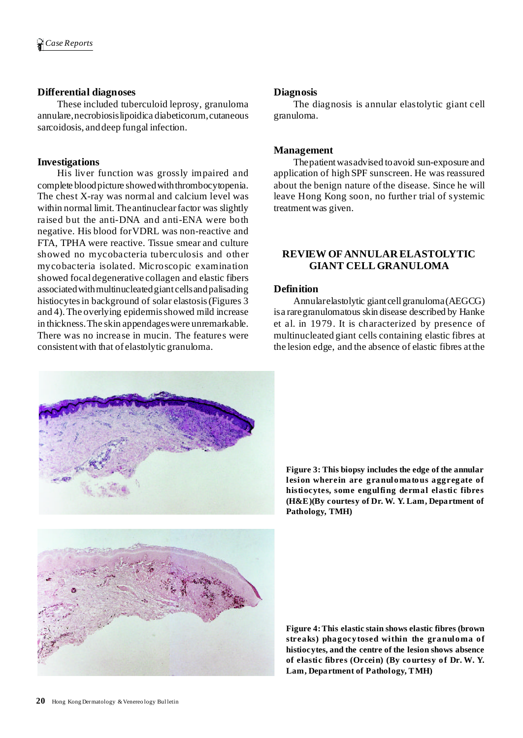### Differential diagnoses

These included tuberculoid leprosy, granuloma annulare, necrobiosis lipoidica diabeticorum, cutaneous sarcoidosis, and deep fungal infection.

### Investigations

His liver function was grossly impaired and complete blood picture showed with thrombocytopenia. The chest X-ray was normal and calcium level was within normal limit. The antinuclear factor was slightly raised but the anti-DNA and anti-ENA were both negative. His blood for VDRL was non-reactive and FTA, TPHA were reactive. Tissue smear and culture showed no mycobacteria tuberculosis and other mycobacteria isolated. Microscopic examination showed focal degenerative collagen and elastic fibers associated with multinucleated giant cells and palisading histiocytes in background of solar elastosis (Figures 3 and 4). The overlying epidermis showed mild increase in thickness. The skin appendages were unremarkable. There was no increase in mucin. The features were consistent with that of elastolytic granuloma.

### Diagnosis

The diagnosis is annular elastolytic giant cell granuloma.

### Management

The patient was advised to avoid sun-exposure and application of high SPF sunscreen. He was reassured about the benign nature of the disease. Since he will leave Hong Kong soon, no further trial of systemic treatment was given.

## REVIEW OF ANNULAR ELASTOLYTIC GIANT CELL GRANULOMA

### Definition

Annular elastolytic giant cell granuloma (AEGCG) is a rare granulomatous skin disease described by Hanke et al. in 1979. It is characterized by presence of multinucleated giant cells containing elastic fibres at the lesion edge, and the absence of elastic fibres at the

**Figure 3: This biopsy includes the edge of the annular lesion wherein are granulomatous aggregate of histiocytes, some engulfing dermal elastic fibres (H&E)(By courtesy of Dr. W. Y. Lam, Department of Pathology, TMH)**

**Figure 4: This elastic stain shows elastic fibres (brown streaks) phagocytosed within the granuloma of histiocytes, and the centre of the lesion shows absence of elastic fibres (Orcein) (By courtesy of Dr. W. Y. Lam, Department of Pathology, TMH)**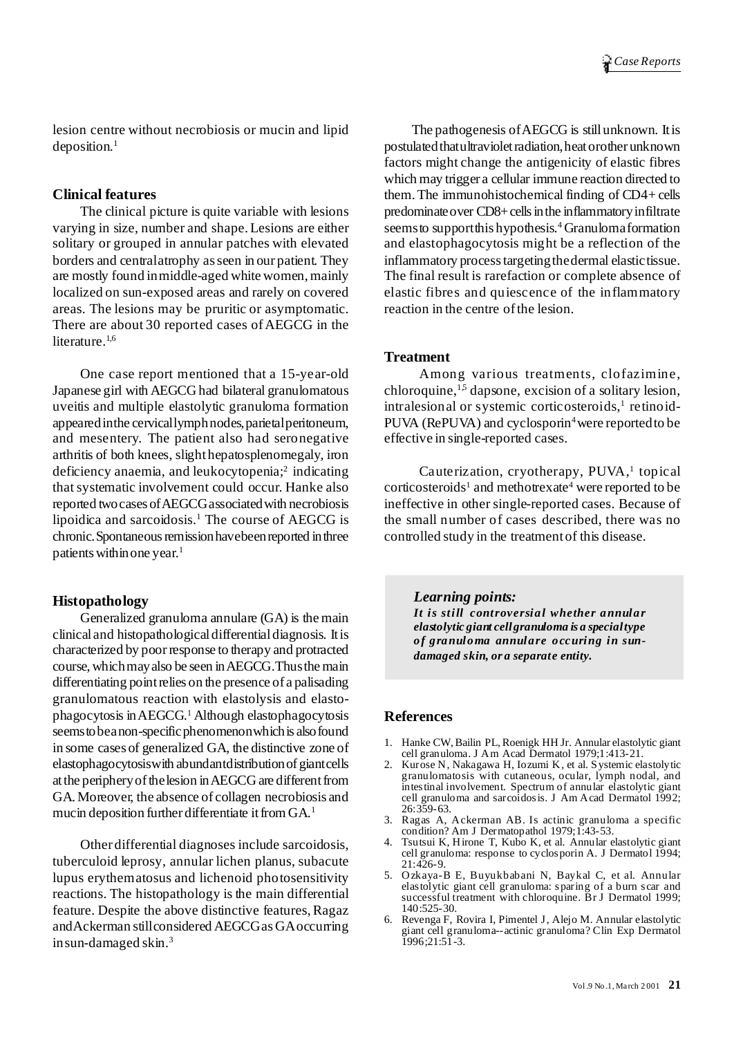lesion centre without necrobiosis or mucin and lipid deposition.[1]

## Clinical features

The clinical picture is quite variable with lesions varying in size, number and shape. Lesions are either solitary or grouped in annular patches with elevated borders and central atrophy as seen in our patient. They are mostly found in middle-aged white women, mainly localized on sun-exposed areas and rarely on covered areas. The lesions may be pruritic or asymptomatic. There are about 30 reported cases of AEGCG in the literature.[1,6]

One case report mentioned that a 15-year-old Japanese girl with AEGCG had bilateral granulomatous uveitis and multiple elastolytic granuloma formation appeared in the cervical lymph nodes, parietal peritoneum, and mesentery. The patient also had seronegative arthritis of both knees, slight hepatosplenomegaly, iron deficiency anaemia, and leukocytopenia;[2] indicating that systematic involvement could occur. Hanke also reported two cases of AEGCG associated with necrobiosis lipoidica and sarcoidosis.[1] The course of AEGCG is chronic. Spontaneous remission have been reported in three patients within one year.[1]

## Histopathology

Generalized granuloma annulare (GA) is the main clinical and histopathological differential diagnosis. It is characterized by poor response to therapy and protracted course, which may also be seen in AEGCG. Thus the main differentiating point relies on the presence of a palisading granulomatous reaction with elastolysis and elastophagocytosis in AEGCG.[1] Although elastophagocytosis seems to be a non-specific phenomenon which is also found in some cases of generalized GA, the distinctive zone of elastophagocytosis with abundant distribution of giant cells at the periphery of the lesion in AEGCG are different from GA. Moreover, the absence of collagen necrobiosis and mucin deposition further differentiate it from GA.[1]

Other differential diagnoses include sarcoidosis, tuberculoid leprosy, annular lichen planus, subacute lupus erythematosus and lichenoid photosensitivity reactions. The histopathology is the main differential feature. Despite the above distinctive features, Ragaz and Ackerman still considered AEGCG as GA occurring in sun-damaged skin.[3]

The pathogenesis of AEGCG is still unknown. It is postulated that ultraviolet radiation, heat or other unknown factors might change the antigenicity of elastic fibres which may trigger a cellular immune reaction directed to them. The immunohistochemical finding of CD4+ cells predominate over CD8+ cells in the inflammatory infiltrate seems to support this hypothesis.[4] Granuloma formation and elastophagocytosis might be a reflection of the inflammatory process targeting the dermal elastic tissue. The final result is rarefaction or complete absence of elastic fibres and quiescence of the inflammatory reaction in the centre of the lesion.

## Treatment

Among various treatments, clofazimine, chloroquine,[1,5] dapsone, excision of a solitary lesion, intralesional or systemic corticosteroids,[1] retinoid-PUVA (RePUVA) and cyclosporin[4] were reported to be effective in single-reported cases.

Cauterization, cryotherapy, PUVA,[1] topical corticosteroids[1] and methotrexate[4] were reported to be ineffective in other single-reported cases. Because of the small number of cases described, there was no controlled study in the treatment of this disease.

***Learning points:***

***It is still controversial whether annular elastolytic giant cell granuloma is a special type of granuloma annulare occuring in sun-damaged skin, or a separate entity.***

## References

1. Hanke CW, Bailin PL, Roenigk HH Jr. Annular elastolytic giant cell granuloma. J Am Acad Dermatol 1979;1:413-21.
2. Kurose N, Nakagawa H, Iozumi K, et al. Systemic elastolytic granulomatosis with cutaneous, ocular, lymph nodal, and intestinal involvement. Spectrum of annular elastolytic giant cell granuloma and sarcoidosis. J Am Acad Dermatol 1992; 26:359-63.
3. Ragas A, Ackerman AB. Is actinic granuloma a specific condition? Am J Dermatopathol 1979;1:43-53.
4. Tsutsui K, Hirone T, Kubo K, et al. Annular elastolytic giant cell granuloma: response to cyclosporin A. J Dermatol 1994; 21:426-9.
5. Ozkaya-B E, Buyukbabani N, Baykal C, et al. Annular elastolytic giant cell granuloma: sparing of a burn scar and successful treatment with chloroquine. Br J Dermatol 1999; 140:525-30.
6. Revenga F, Rovira I, Pimentel J, Alejo M. Annular elastolytic giant cell granuloma--actinic granuloma? Clin Exp Dermatol 1996;21:51-3.